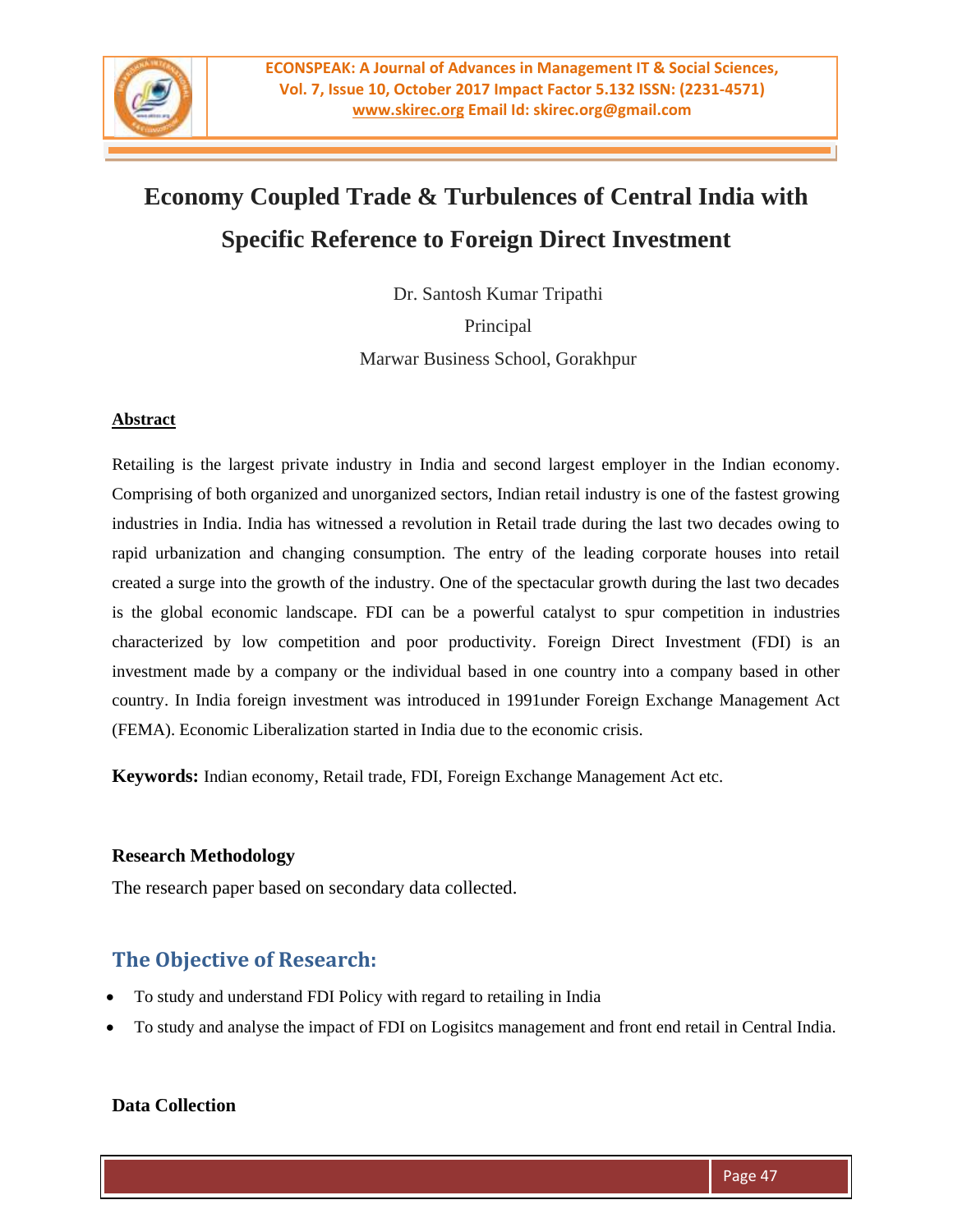# Economy Coupled Trade & Turbulences of Central India with Specific Reference to Foreign Direct Investment

Dr. Santosh Kumar Tripathi

Principal

Marwar Business School, Gorakhpur

**Abstract**

Retailing is the largest private industry in India and second largest employer in the Indian economy. Comprising of both organized and unorganized sectors, Indian retail industry is one of the fastest growing industries in India. India has witnessed a revolution in Retail trade during the last two decades owing to rapid urbanization and changing consumption. The entry of the leading corporate houses into retail created a surge into the growth of the industry. One of the spectacular growth during the last two decades is the global economic landscape. FDI can be a powerful catalyst to spur competition in industries characterized by low competition and poor productivity. Foreign Direct Investment (FDI) is an investment made by a company or the individual based in one country into a company based in other country. In India foreign investment was introduced in 1991under Foreign Exchange Management Act (FEMA). Economic Liberalization started in India due to the economic crisis.

**Keywords:** Indian economy, Retail trade, FDI, Foreign Exchange Management Act etc.

### Research Methodology

The research paper based on secondary data collected.

## The Objective of Research:

- To study and understand FDI Policy with regard to retailing in India
- To study and analyse the impact of FDI on Logisitcs management and front end retail in Central India.

### Data Collection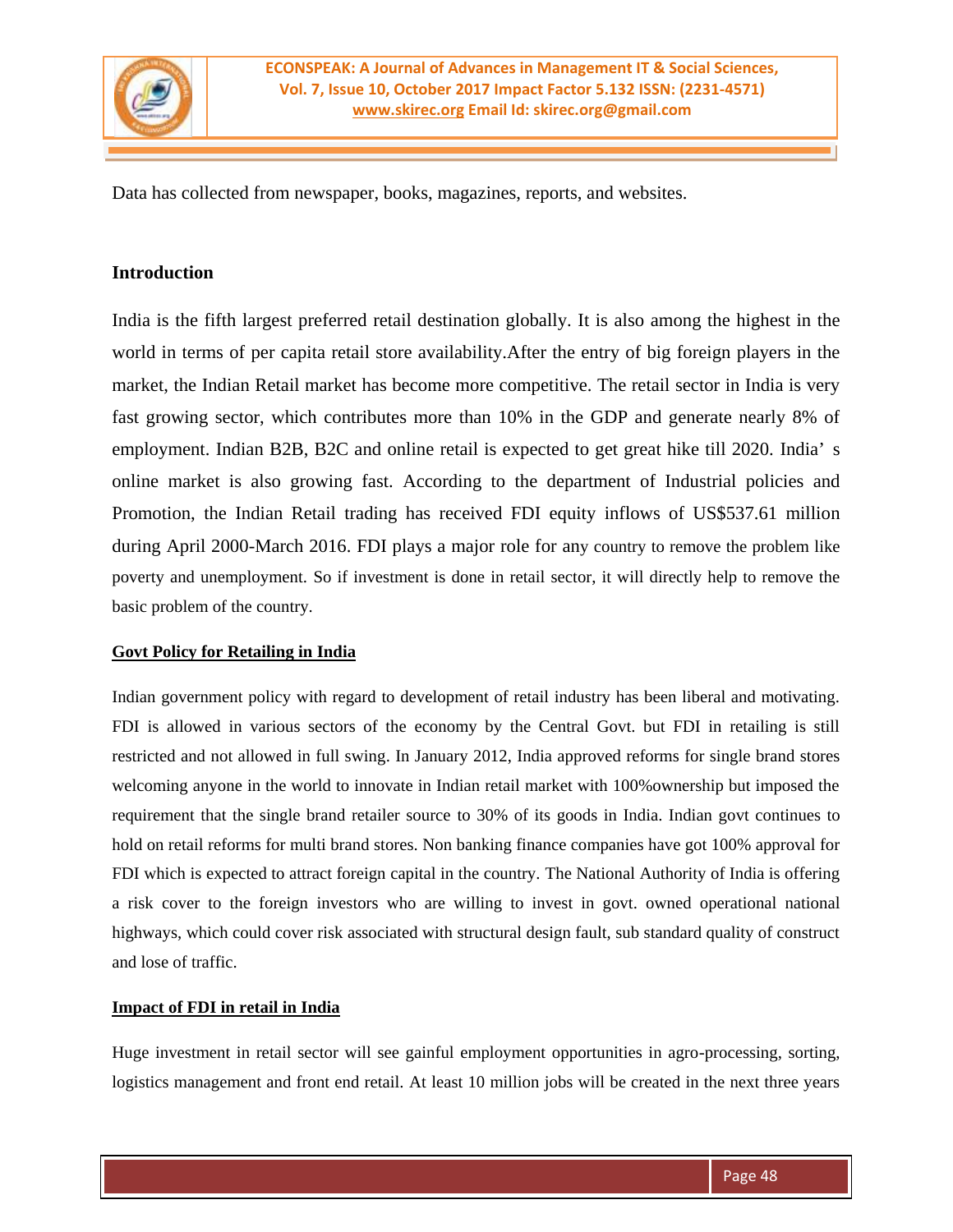Data has collected from newspaper, books, magazines, reports, and websites.

## Introduction

India is the fifth largest preferred retail destination globally. It is also among the highest in the world in terms of per capita retail store availability.After the entry of big foreign players in the market, the Indian Retail market has become more competitive. The retail sector in India is very fast growing sector, which contributes more than 10% in the GDP and generate nearly 8% of employment. Indian B2B, B2C and online retail is expected to get great hike till 2020. India' s online market is also growing fast. According to the department of Industrial policies and Promotion, the Indian Retail trading has received FDI equity inflows of US$537.61 million during April 2000-March 2016. FDI plays a major role for any country to remove the problem like poverty and unemployment. So if investment is done in retail sector, it will directly help to remove the basic problem of the country.

### Govt Policy for Retailing in India

Indian government policy with regard to development of retail industry has been liberal and motivating. FDI is allowed in various sectors of the economy by the Central Govt. but FDI in retailing is still restricted and not allowed in full swing. In January 2012, India approved reforms for single brand stores welcoming anyone in the world to innovate in Indian retail market with 100%ownership but imposed the requirement that the single brand retailer source to 30% of its goods in India. Indian govt continues to hold on retail reforms for multi brand stores. Non banking finance companies have got 100% approval for FDI which is expected to attract foreign capital in the country. The National Authority of India is offering a risk cover to the foreign investors who are willing to invest in govt. owned operational national highways, which could cover risk associated with structural design fault, sub standard quality of construct and lose of traffic.

### Impact of FDI in retail in India

Huge investment in retail sector will see gainful employment opportunities in agro-processing, sorting, logistics management and front end retail. At least 10 million jobs will be created in the next three years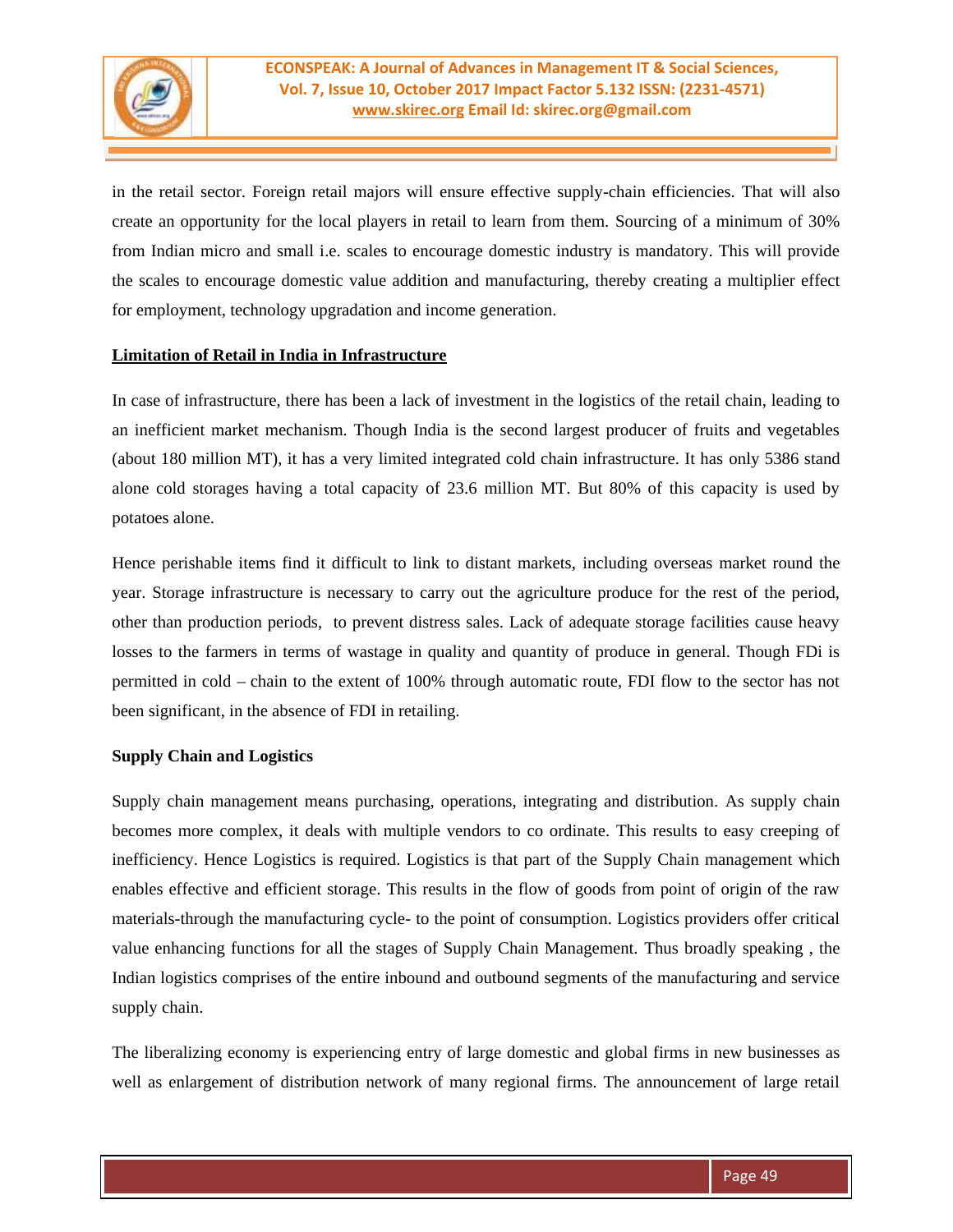in the retail sector. Foreign retail majors will ensure effective supply-chain efficiencies. That will also create an opportunity for the local players in retail to learn from them. Sourcing of a minimum of 30% from Indian micro and small i.e. scales to encourage domestic industry is mandatory. This will provide the scales to encourage domestic value addition and manufacturing, thereby creating a multiplier effect for employment, technology upgradation and income generation.

**Limitation of Retail in India in Infrastructure**

In case of infrastructure, there has been a lack of investment in the logistics of the retail chain, leading to an inefficient market mechanism. Though India is the second largest producer of fruits and vegetables (about 180 million MT), it has a very limited integrated cold chain infrastructure. It has only 5386 stand alone cold storages having a total capacity of 23.6 million MT. But 80% of this capacity is used by potatoes alone.

Hence perishable items find it difficult to link to distant markets, including overseas market round the year. Storage infrastructure is necessary to carry out the agriculture produce for the rest of the period, other than production periods, to prevent distress sales. Lack of adequate storage facilities cause heavy losses to the farmers in terms of wastage in quality and quantity of produce in general. Though FDi is permitted in cold – chain to the extent of 100% through automatic route, FDI flow to the sector has not been significant, in the absence of FDI in retailing.

**Supply Chain and Logistics**

Supply chain management means purchasing, operations, integrating and distribution. As supply chain becomes more complex, it deals with multiple vendors to co ordinate. This results to easy creeping of inefficiency. Hence Logistics is required. Logistics is that part of the Supply Chain management which enables effective and efficient storage. This results in the flow of goods from point of origin of the raw materials-through the manufacturing cycle- to the point of consumption. Logistics providers offer critical value enhancing functions for all the stages of Supply Chain Management. Thus broadly speaking , the Indian logistics comprises of the entire inbound and outbound segments of the manufacturing and service supply chain.

The liberalizing economy is experiencing entry of large domestic and global firms in new businesses as well as enlargement of distribution network of many regional firms. The announcement of large retail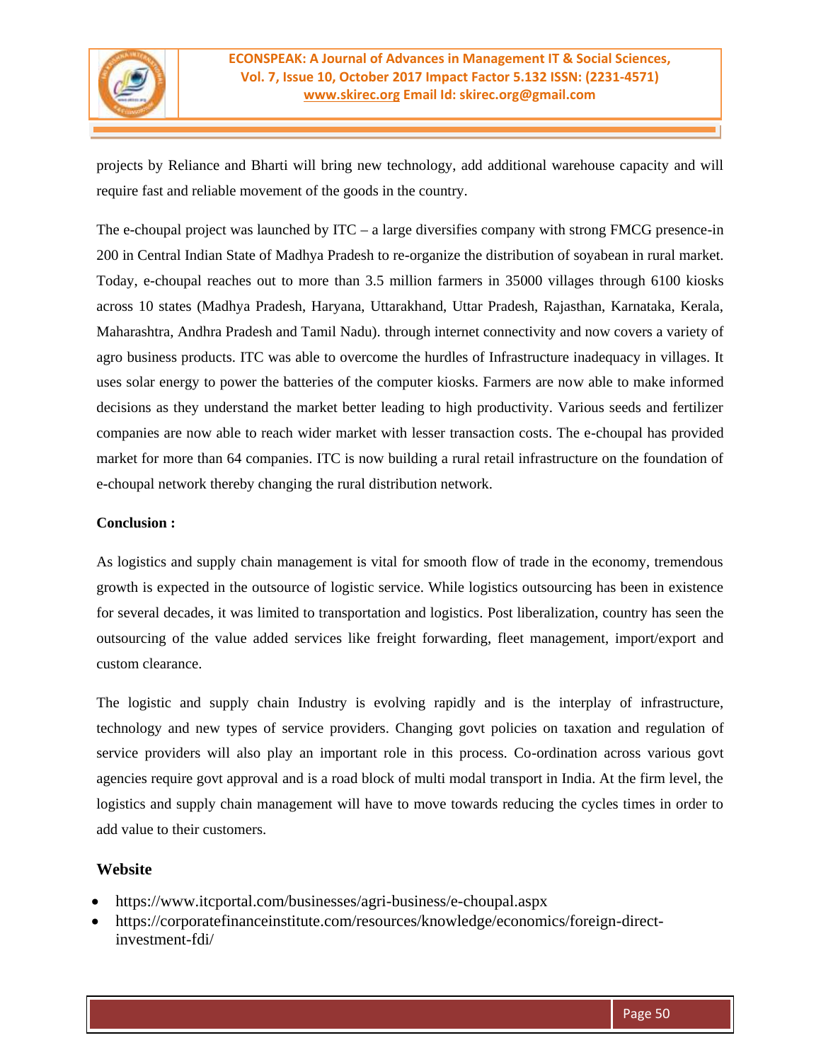projects by Reliance and Bharti will bring new technology, add additional warehouse capacity and will require fast and reliable movement of the goods in the country.

The e-choupal project was launched by ITC – a large diversifies company with strong FMCG presence-in 200 in Central Indian State of Madhya Pradesh to re-organize the distribution of soyabean in rural market. Today, e-choupal reaches out to more than 3.5 million farmers in 35000 villages through 6100 kiosks across 10 states (Madhya Pradesh, Haryana, Uttarakhand, Uttar Pradesh, Rajasthan, Karnataka, Kerala, Maharashtra, Andhra Pradesh and Tamil Nadu). through internet connectivity and now covers a variety of agro business products. ITC was able to overcome the hurdles of Infrastructure inadequacy in villages. It uses solar energy to power the batteries of the computer kiosks. Farmers are now able to make informed decisions as they understand the market better leading to high productivity. Various seeds and fertilizer companies are now able to reach wider market with lesser transaction costs. The e-choupal has provided market for more than 64 companies. ITC is now building a rural retail infrastructure on the foundation of e-choupal network thereby changing the rural distribution network.

**Conclusion :**

As logistics and supply chain management is vital for smooth flow of trade in the economy, tremendous growth is expected in the outsource of logistic service. While logistics outsourcing has been in existence for several decades, it was limited to transportation and logistics. Post liberalization, country has seen the outsourcing of the value added services like freight forwarding, fleet management, import/export and custom clearance.

The logistic and supply chain Industry is evolving rapidly and is the interplay of infrastructure, technology and new types of service providers. Changing govt policies on taxation and regulation of service providers will also play an important role in this process. Co-ordination across various govt agencies require govt approval and is a road block of multi modal transport in India. At the firm level, the logistics and supply chain management will have to move towards reducing the cycles times in order to add value to their customers.

**Website**

- https://www.itcportal.com/businesses/agri-business/e-choupal.aspx
- https://corporatefinanceinstitute.com/resources/knowledge/economics/foreign-direct-investment-fdi/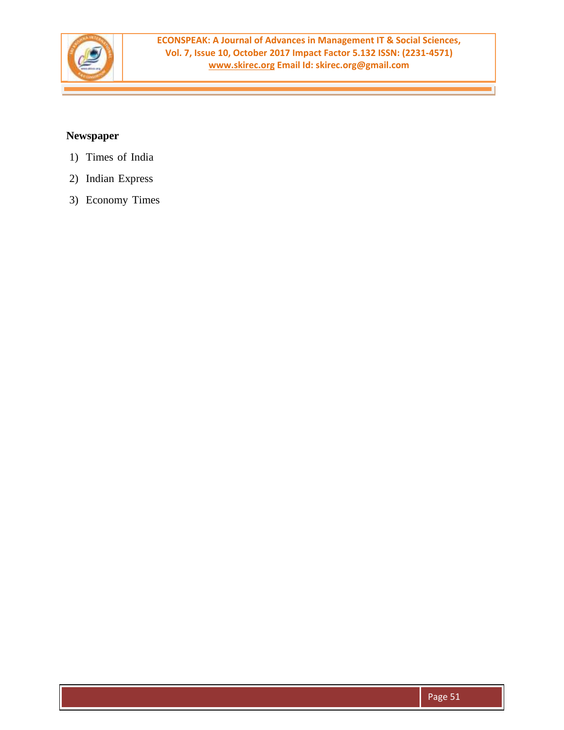**Newspaper**

1) Times of India
2) Indian Express
3) Economy Times